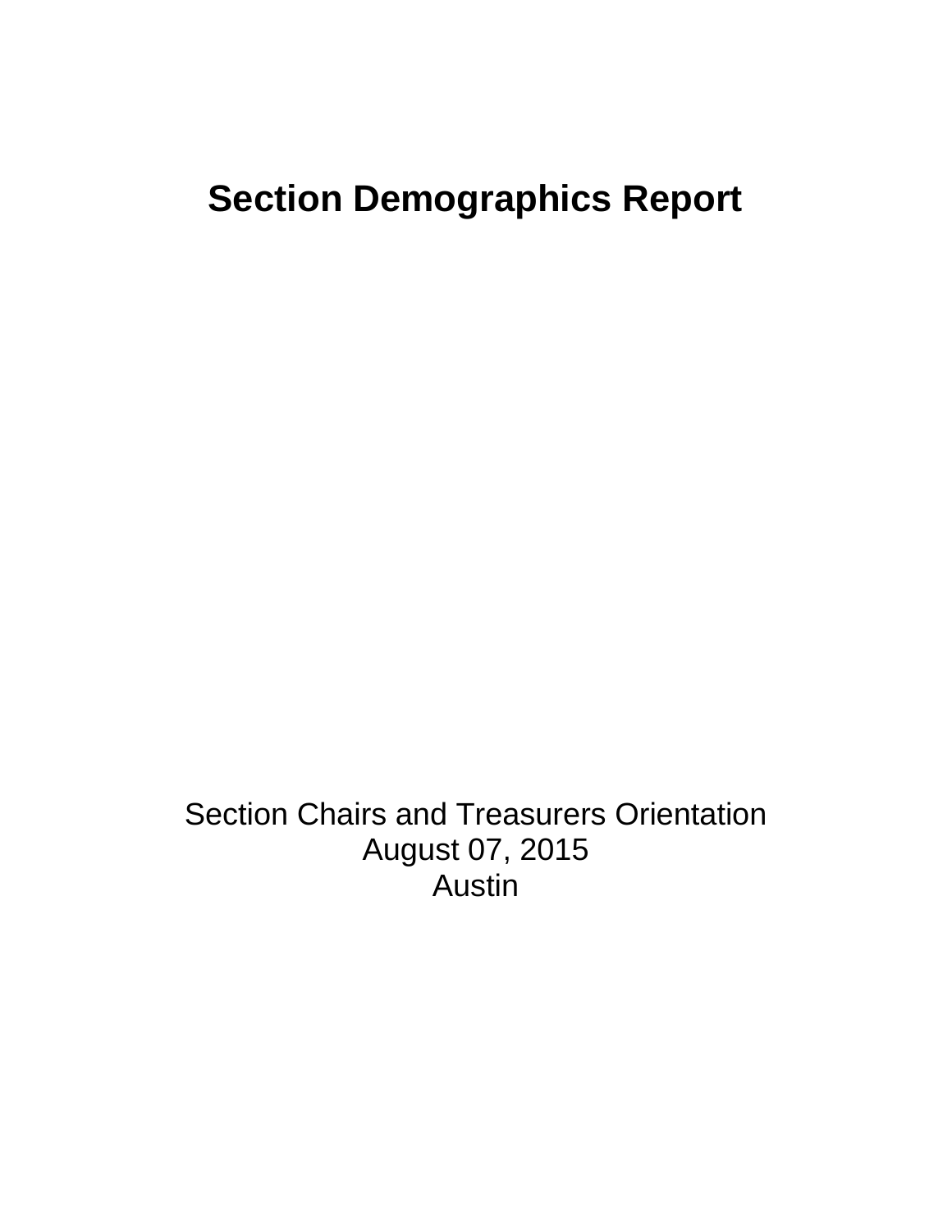# Section Demographics Report

Section Chairs and Treasurers Orientation
August 07, 2015
Austin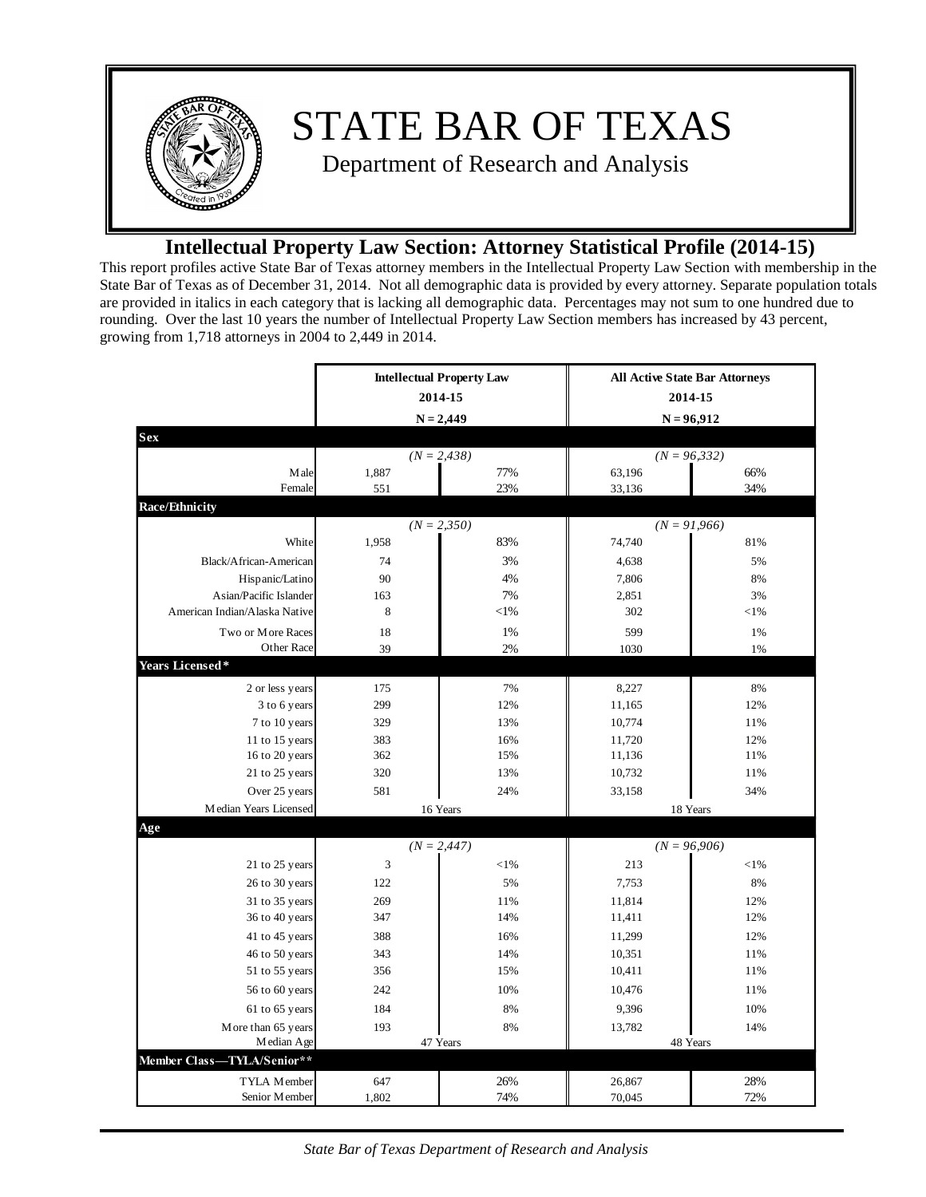# STATE BAR OF TEXAS

Department of Research and Analysis

## Intellectual Property Law Section: Attorney Statistical Profile (2014-15)

This report profiles active State Bar of Texas attorney members in the Intellectual Property Law Section with membership in the State Bar of Texas as of December 31, 2014. Not all demographic data is provided by every attorney. Separate population totals are provided in italics in each category that is lacking all demographic data. Percentages may not sum to one hundred due to rounding. Over the last 10 years the number of Intellectual Property Law Section members has increased by 43 percent, growing from 1,718 attorneys in 2004 to 2,449 in 2014.

| | Intellectual Property Law 2014-15 N = 2,449 | | All Active State Bar Attorneys 2014-15 N = 96,912 | |
|---|---|---|---|---|
| **Sex** | | | | |
| | *(N = 2,438)* | | *(N = 96,332)* | |
| Male | 1,887 | 77% | 63,196 | 66% |
| Female | 551 | 23% | 33,136 | 34% |
| **Race/Ethnicity** | | | | |
| | *(N = 2,350)* | | *(N = 91,966)* | |
| White | 1,958 | 83% | 74,740 | 81% |
| Black/African-American | 74 | 3% | 4,638 | 5% |
| Hispanic/Latino | 90 | 4% | 7,806 | 8% |
| Asian/Pacific Islander | 163 | 7% | 2,851 | 3% |
| American Indian/Alaska Native | 8 | <1% | 302 | <1% |
| Two or More Races | 18 | 1% | 599 | 1% |
| Other Race | 39 | 2% | 1030 | 1% |
| **Years Licensed*** | | | | |
| 2 or less years | 175 | 7% | 8,227 | 8% |
| 3 to 6 years | 299 | 12% | 11,165 | 12% |
| 7 to 10 years | 329 | 13% | 10,774 | 11% |
| 11 to 15 years | 383 | 16% | 11,720 | 12% |
| 16 to 20 years | 362 | 15% | 11,136 | 11% |
| 21 to 25 years | 320 | 13% | 10,732 | 11% |
| Over 25 years | 581 | 24% | 33,158 | 34% |
| Median Years Licensed | 16 Years | | 18 Years | |
| **Age** | | | | |
| | *(N = 2,447)* | | *(N = 96,906)* | |
| 21 to 25 years | 3 | <1% | 213 | <1% |
| 26 to 30 years | 122 | 5% | 7,753 | 8% |
| 31 to 35 years | 269 | 11% | 11,814 | 12% |
| 36 to 40 years | 347 | 14% | 11,411 | 12% |
| 41 to 45 years | 388 | 16% | 11,299 | 12% |
| 46 to 50 years | 343 | 14% | 10,351 | 11% |
| 51 to 55 years | 356 | 15% | 10,411 | 11% |
| 56 to 60 years | 242 | 10% | 10,476 | 11% |
| 61 to 65 years | 184 | 8% | 9,396 | 10% |
| More than 65 years | 193 | 8% | 13,782 | 14% |
| Median Age | 47 Years | | 48 Years | |
| **Member Class—TYLA/Senior**** | | | | |
| TYLA Member | 647 | 26% | 26,867 | 28% |
| Senior Member | 1,802 | 74% | 70,045 | 72% |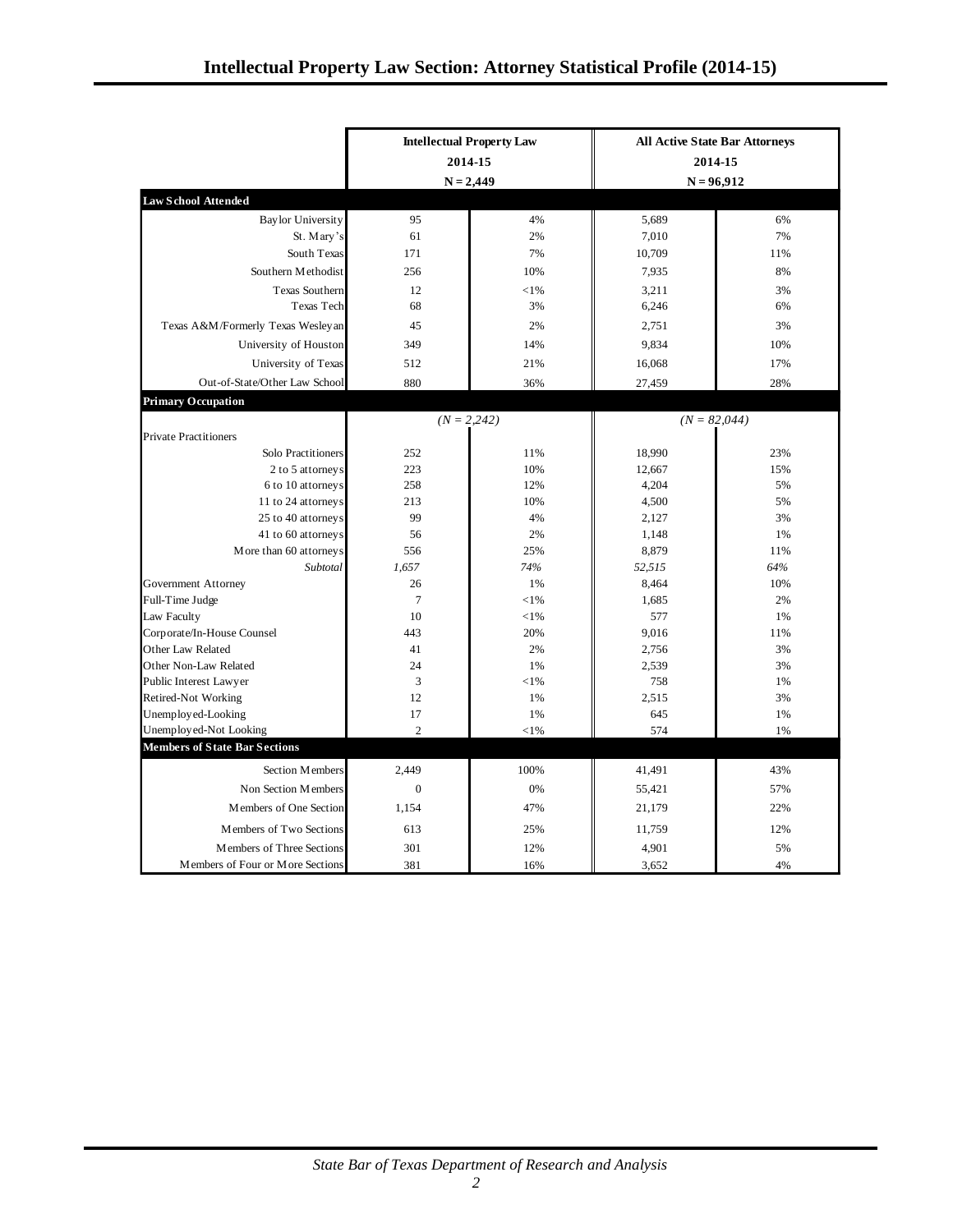# Intellectual Property Law Section: Attorney Statistical Profile (2014-15)

| | Intellectual Property Law 2014-15 N = 2,449 | | All Active State Bar Attorneys 2014-15 N = 96,912 | |
|---|---|---|---|---|
| **Law School Attended** | | | | |
| Baylor University | 95 | 4% | 5,689 | 6% |
| St. Mary's | 61 | 2% | 7,010 | 7% |
| South Texas | 171 | 7% | 10,709 | 11% |
| Southern Methodist | 256 | 10% | 7,935 | 8% |
| Texas Southern | 12 | <1% | 3,211 | 3% |
| Texas Tech | 68 | 3% | 6,246 | 6% |
| Texas A&M/Formerly Texas Wesleyan | 45 | 2% | 2,751 | 3% |
| University of Houston | 349 | 14% | 9,834 | 10% |
| University of Texas | 512 | 21% | 16,068 | 17% |
| Out-of-State/Other Law School | 880 | 36% | 27,459 | 28% |
| **Primary Occupation** | | | | |
| | *(N = 2,242)* | | *(N = 82,044)* | |
| Private Practitioners | | | | |
| Solo Practitioners | 252 | 11% | 18,990 | 23% |
| 2 to 5 attorneys | 223 | 10% | 12,667 | 15% |
| 6 to 10 attorneys | 258 | 12% | 4,204 | 5% |
| 11 to 24 attorneys | 213 | 10% | 4,500 | 5% |
| 25 to 40 attorneys | 99 | 4% | 2,127 | 3% |
| 41 to 60 attorneys | 56 | 2% | 1,148 | 1% |
| More than 60 attorneys | 556 | 25% | 8,879 | 11% |
| *Subtotal* | *1,657* | *74%* | *52,515* | *64%* |
| Government Attorney | 26 | 1% | 8,464 | 10% |
| Full-Time Judge | 7 | <1% | 1,685 | 2% |
| Law Faculty | 10 | <1% | 577 | 1% |
| Corporate/In-House Counsel | 443 | 20% | 9,016 | 11% |
| Other Law Related | 41 | 2% | 2,756 | 3% |
| Other Non-Law Related | 24 | 1% | 2,539 | 3% |
| Public Interest Lawyer | 3 | <1% | 758 | 1% |
| Retired-Not Working | 12 | 1% | 2,515 | 3% |
| Unemployed-Looking | 17 | 1% | 645 | 1% |
| Unemployed-Not Looking | 2 | <1% | 574 | 1% |
| **Members of State Bar Sections** | | | | |
| Section Members | 2,449 | 100% | 41,491 | 43% |
| Non Section Members | 0 | 0% | 55,421 | 57% |
| Members of One Section | 1,154 | 47% | 21,179 | 22% |
| Members of Two Sections | 613 | 25% | 11,759 | 12% |
| Members of Three Sections | 301 | 12% | 4,901 | 5% |
| Members of Four or More Sections | 381 | 16% | 3,652 | 4% |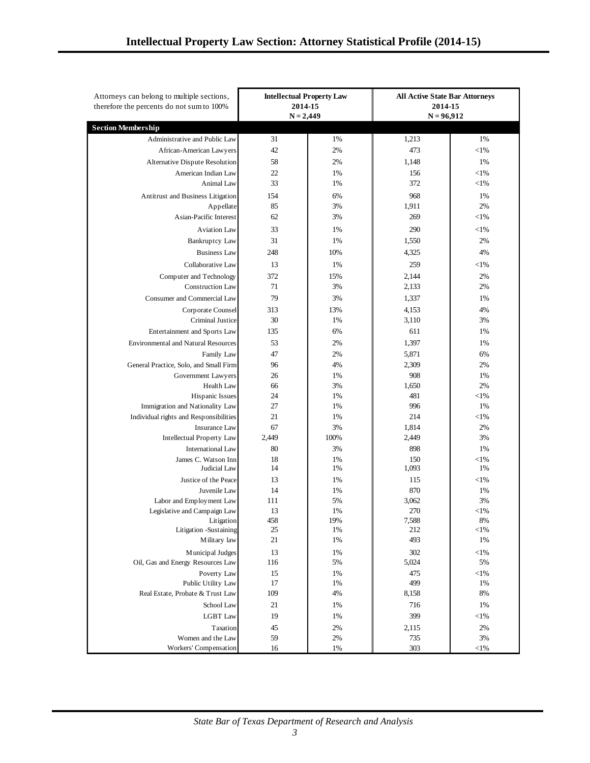# Intellectual Property Law Section: Attorney Statistical Profile (2014-15)

| Attorneys can belong to multiple sections, therefore the percents do not sum to 100% | Intellectual Property Law 2014-15 N = 2,449 | | All Active State Bar Attorneys 2014-15 N = 96,912 | |
|---|---|---|---|---|
| **Section Membership** | | | | |
| Administrative and Public Law | 31 | 1% | 1,213 | 1% |
| African-American Lawyers | 42 | 2% | 473 | <1% |
| Alternative Dispute Resolution | 58 | 2% | 1,148 | 1% |
| American Indian Law | 22 | 1% | 156 | <1% |
| Animal Law | 33 | 1% | 372 | <1% |
| Antitrust and Business Litigation | 154 | 6% | 968 | 1% |
| Appellate | 85 | 3% | 1,911 | 2% |
| Asian-Pacific Interest | 62 | 3% | 269 | <1% |
| Aviation Law | 33 | 1% | 290 | <1% |
| Bankruptcy Law | 31 | 1% | 1,550 | 2% |
| Business Law | 248 | 10% | 4,325 | 4% |
| Collaborative Law | 13 | 1% | 259 | <1% |
| Computer and Technology | 372 | 15% | 2,144 | 2% |
| Construction Law | 71 | 3% | 2,133 | 2% |
| Consumer and Commercial Law | 79 | 3% | 1,337 | 1% |
| Corporate Counsel | 313 | 13% | 4,153 | 4% |
| Criminal Justice | 30 | 1% | 3,110 | 3% |
| Entertainment and Sports Law | 135 | 6% | 611 | 1% |
| Environmental and Natural Resources | 53 | 2% | 1,397 | 1% |
| Family Law | 47 | 2% | 5,871 | 6% |
| General Practice, Solo, and Small Firm | 96 | 4% | 2,309 | 2% |
| Government Lawyers | 26 | 1% | 908 | 1% |
| Health Law | 66 | 3% | 1,650 | 2% |
| Hispanic Issues | 24 | 1% | 481 | <1% |
| Immigration and Nationality Law | 27 | 1% | 996 | 1% |
| Individual rights and Responsibilities | 21 | 1% | 214 | <1% |
| Insurance Law | 67 | 3% | 1,814 | 2% |
| Intellectual Property Law | 2,449 | 100% | 2,449 | 3% |
| International Law | 80 | 3% | 898 | 1% |
| James C. Watson Inn | 18 | 1% | 150 | <1% |
| Judicial Law | 14 | 1% | 1,093 | 1% |
| Justice of the Peace | 13 | 1% | 115 | <1% |
| Juvenile Law | 14 | 1% | 870 | 1% |
| Labor and Employment Law | 111 | 5% | 3,062 | 3% |
| Legislative and Campaign Law | 13 | 1% | 270 | <1% |
| Litigation | 458 | 19% | 7,588 | 8% |
| Litigation -Sustaining | 25 | 1% | 212 | <1% |
| Military law | 21 | 1% | 493 | 1% |
| Municipal Judges | 13 | 1% | 302 | <1% |
| Oil, Gas and Energy Resources Law | 116 | 5% | 5,024 | 5% |
| Poverty Law | 15 | 1% | 475 | <1% |
| Public Utility Law | 17 | 1% | 499 | 1% |
| Real Estate, Probate & Trust Law | 109 | 4% | 8,158 | 8% |
| School Law | 21 | 1% | 716 | 1% |
| LGBT Law | 19 | 1% | 399 | <1% |
| Taxation | 45 | 2% | 2,115 | 2% |
| Women and the Law | 59 | 2% | 735 | 3% |
| Workers' Compensation | 16 | 1% | 303 | <1% |

*State Bar of Texas Department of Research and Analysis*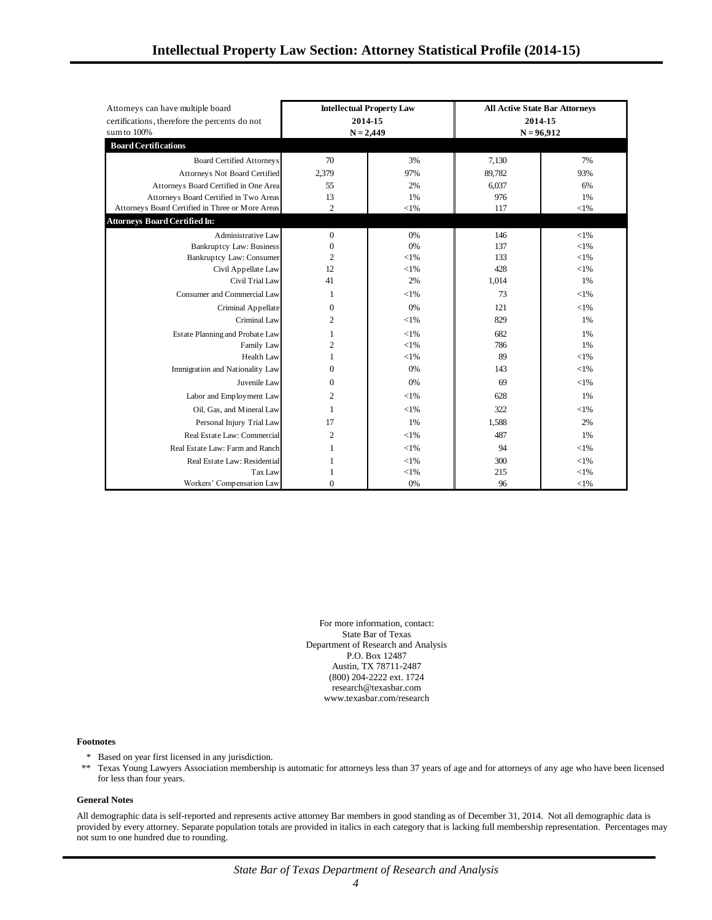# Intellectual Property Law Section: Attorney Statistical Profile (2014-15)

| Attorneys can have multiple board certifications, therefore the percents do not sum to 100% | Intellectual Property Law 2014-15 N = 2,449 | | All Active State Bar Attorneys 2014-15 N = 96,912 | |
|---|---|---|---|---|
| **Board Certifications** | | | | |
| Board Certified Attorneys | 70 | 3% | 7,130 | 7% |
| Attorneys Not Board Certified | 2,379 | 97% | 89,782 | 93% |
| Attorneys Board Certified in One Area | 55 | 2% | 6,037 | 6% |
| Attorneys Board Certified in Two Areas | 13 | 1% | 976 | 1% |
| Attorneys Board Certified in Three or More Areas | 2 | <1% | 117 | <1% |
| **Attorneys Board Certified In:** | | | | |
| Administrative Law | 0 | 0% | 146 | <1% |
| Bankruptcy Law: Business | 0 | 0% | 137 | <1% |
| Bankruptcy Law: Consumer | 2 | <1% | 133 | <1% |
| Civil Appellate Law | 12 | <1% | 428 | <1% |
| Civil Trial Law | 41 | 2% | 1,014 | 1% |
| Consumer and Commercial Law | 1 | <1% | 73 | <1% |
| Criminal Appellate | 0 | 0% | 121 | <1% |
| Criminal Law | 2 | <1% | 829 | 1% |
| Estate Planning and Probate Law | 1 | <1% | 682 | 1% |
| Family Law | 2 | <1% | 786 | 1% |
| Health Law | 1 | <1% | 89 | <1% |
| Immigration and Nationality Law | 0 | 0% | 143 | <1% |
| Juvenile Law | 0 | 0% | 69 | <1% |
| Labor and Employment Law | 2 | <1% | 628 | 1% |
| Oil, Gas, and Mineral Law | 1 | <1% | 322 | <1% |
| Personal Injury Trial Law | 17 | 1% | 1,588 | 2% |
| Real Estate Law: Commercial | 2 | <1% | 487 | 1% |
| Real Estate Law: Farm and Ranch | 1 | <1% | 94 | <1% |
| Real Estate Law: Residential | 1 | <1% | 300 | <1% |
| Tax Law | 1 | <1% | 215 | <1% |
| Workers' Compensation Law | 0 | 0% | 96 | <1% |

For more information, contact:
State Bar of Texas
Department of Research and Analysis
P.O. Box 12487
Austin, TX 78711-2487
(800) 204-2222 ext. 1724
research@texasbar.com
www.texasbar.com/research

**Footnotes**

\* Based on year first licensed in any jurisdiction.

\*\* Texas Young Lawyers Association membership is automatic for attorneys less than 37 years of age and for attorneys of any age who have been licensed for less than four years.

**General Notes**

All demographic data is self-reported and represents active attorney Bar members in good standing as of December 31, 2014. Not all demographic data is provided by every attorney. Separate population totals are provided in italics in each category that is lacking full membership representation. Percentages may not sum to one hundred due to rounding.